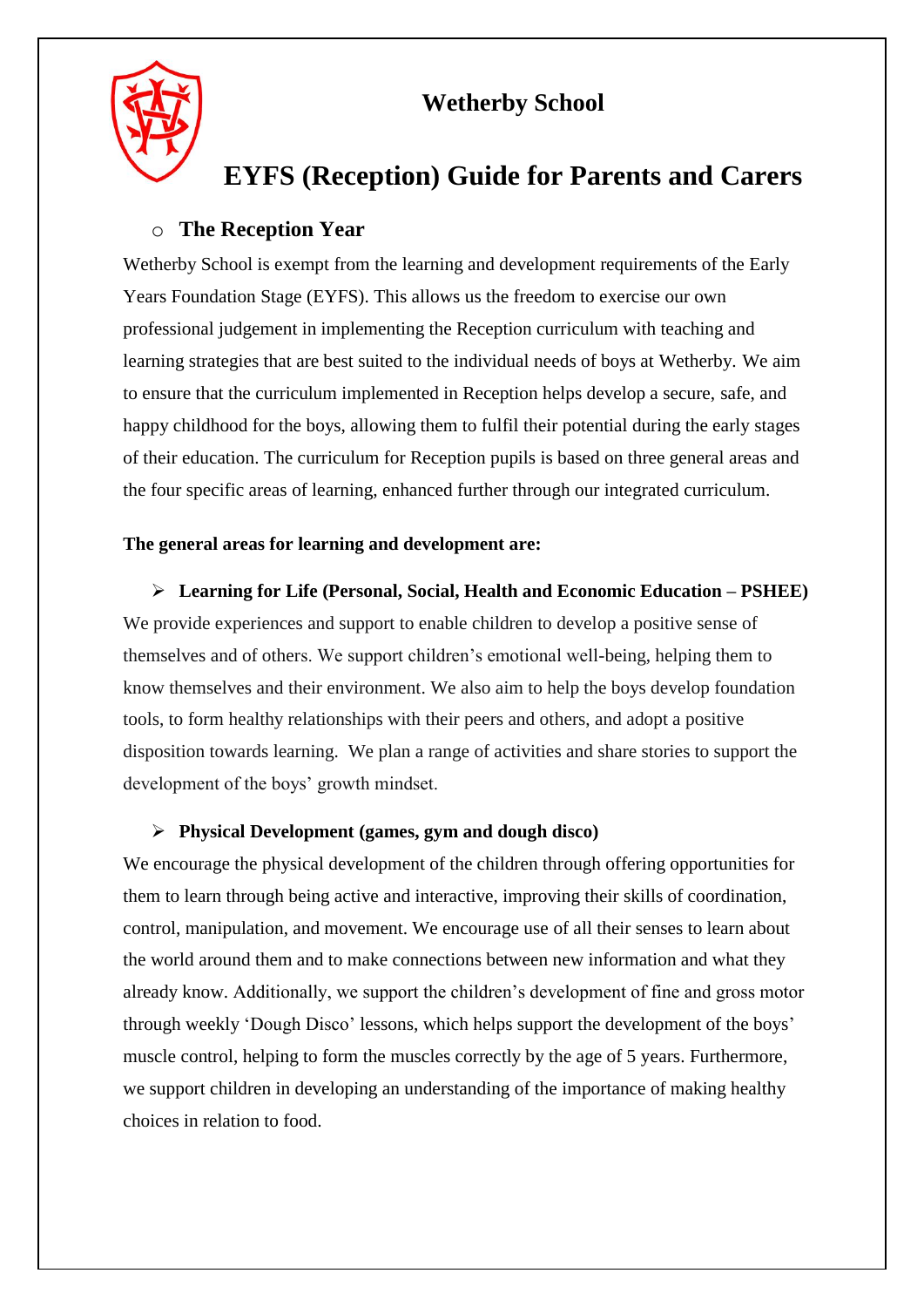# Wetherby School

# EYFS (Reception) Guide for Parents and Carers

## The Reception Year

Wetherby School is exempt from the learning and development requirements of the Early Years Foundation Stage (EYFS). This allows us the freedom to exercise our own professional judgement in implementing the Reception curriculum with teaching and learning strategies that are best suited to the individual needs of boys at Wetherby. We aim to ensure that the curriculum implemented in Reception helps develop a secure, safe, and happy childhood for the boys, allowing them to fulfil their potential during the early stages of their education. The curriculum for Reception pupils is based on three general areas and the four specific areas of learning, enhanced further through our integrated curriculum.

**The general areas for learning and development are:**

- **Learning for Life (Personal, Social, Health and Economic Education – PSHEE)**

We provide experiences and support to enable children to develop a positive sense of themselves and of others. We support children's emotional well-being, helping them to know themselves and their environment. We also aim to help the boys develop foundation tools, to form healthy relationships with their peers and others, and adopt a positive disposition towards learning. We plan a range of activities and share stories to support the development of the boys' growth mindset.

- **Physical Development (games, gym and dough disco)**

We encourage the physical development of the children through offering opportunities for them to learn through being active and interactive, improving their skills of coordination, control, manipulation, and movement. We encourage use of all their senses to learn about the world around them and to make connections between new information and what they already know. Additionally, we support the children's development of fine and gross motor through weekly 'Dough Disco' lessons, which helps support the development of the boys' muscle control, helping to form the muscles correctly by the age of 5 years. Furthermore, we support children in developing an understanding of the importance of making healthy choices in relation to food.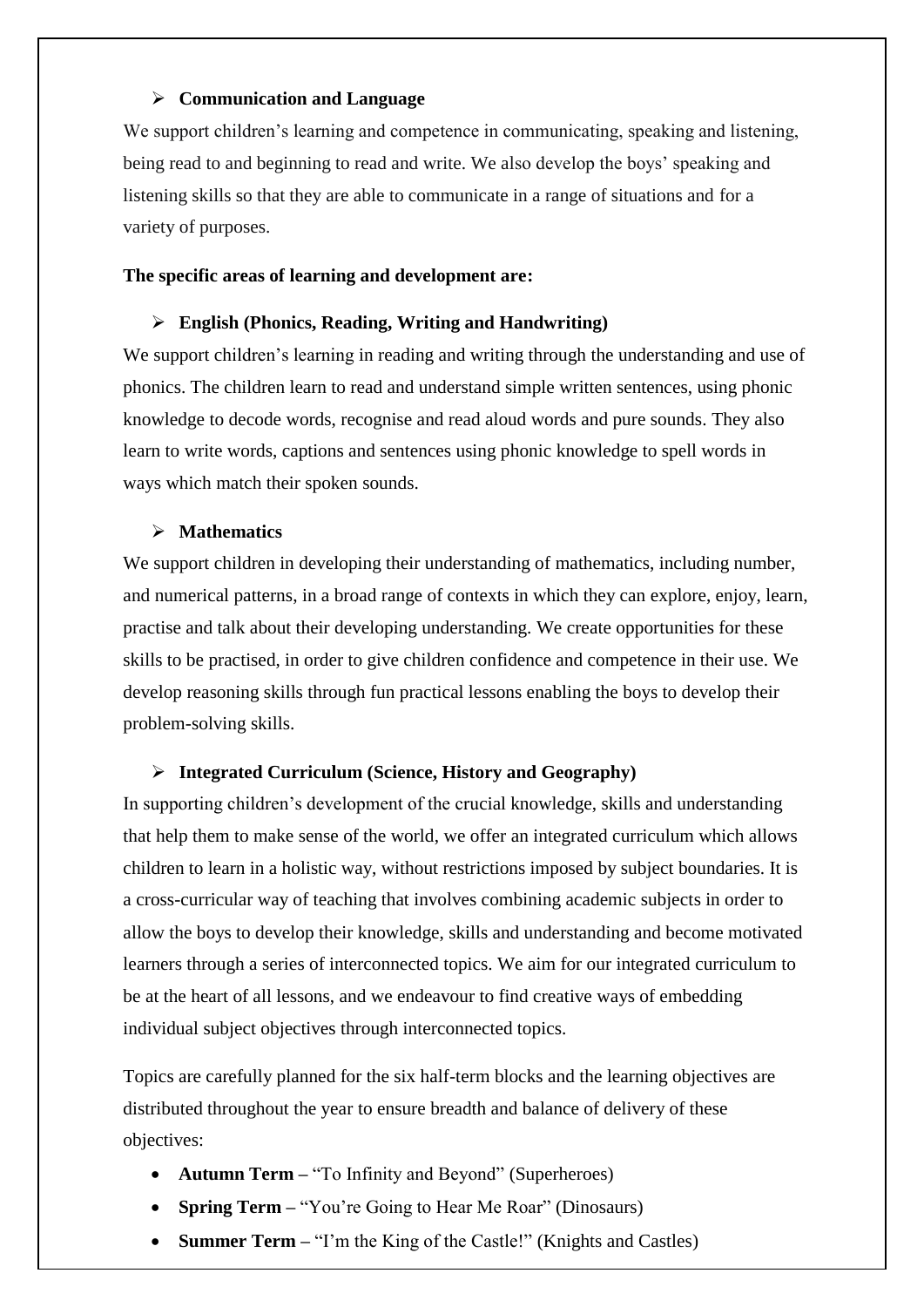- **Communication and Language**

We support children's learning and competence in communicating, speaking and listening, being read to and beginning to read and write. We also develop the boys' speaking and listening skills so that they are able to communicate in a range of situations and for a variety of purposes.

**The specific areas of learning and development are:**

- **English (Phonics, Reading, Writing and Handwriting)**

We support children's learning in reading and writing through the understanding and use of phonics. The children learn to read and understand simple written sentences, using phonic knowledge to decode words, recognise and read aloud words and pure sounds. They also learn to write words, captions and sentences using phonic knowledge to spell words in ways which match their spoken sounds.

- **Mathematics**

We support children in developing their understanding of mathematics, including number, and numerical patterns, in a broad range of contexts in which they can explore, enjoy, learn, practise and talk about their developing understanding. We create opportunities for these skills to be practised, in order to give children confidence and competence in their use. We develop reasoning skills through fun practical lessons enabling the boys to develop their problem-solving skills.

- **Integrated Curriculum (Science, History and Geography)**

In supporting children's development of the crucial knowledge, skills and understanding that help them to make sense of the world, we offer an integrated curriculum which allows children to learn in a holistic way, without restrictions imposed by subject boundaries. It is a cross-curricular way of teaching that involves combining academic subjects in order to allow the boys to develop their knowledge, skills and understanding and become motivated learners through a series of interconnected topics. We aim for our integrated curriculum to be at the heart of all lessons, and we endeavour to find creative ways of embedding individual subject objectives through interconnected topics.

Topics are carefully planned for the six half-term blocks and the learning objectives are distributed throughout the year to ensure breadth and balance of delivery of these objectives:

- **Autumn Term –** "To Infinity and Beyond" (Superheroes)
- **Spring Term –** "You're Going to Hear Me Roar" (Dinosaurs)
- **Summer Term –** "I'm the King of the Castle!" (Knights and Castles)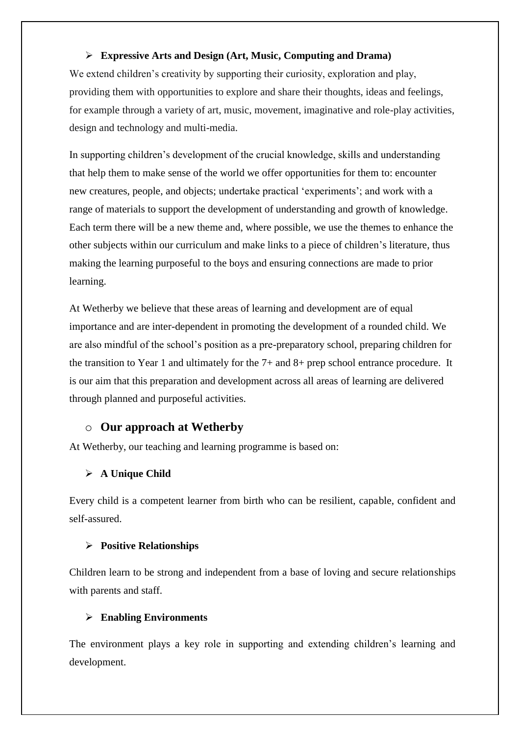- **Expressive Arts and Design (Art, Music, Computing and Drama)**

We extend children's creativity by supporting their curiosity, exploration and play, providing them with opportunities to explore and share their thoughts, ideas and feelings, for example through a variety of art, music, movement, imaginative and role-play activities, design and technology and multi-media.

In supporting children's development of the crucial knowledge, skills and understanding that help them to make sense of the world we offer opportunities for them to: encounter new creatures, people, and objects; undertake practical 'experiments'; and work with a range of materials to support the development of understanding and growth of knowledge. Each term there will be a new theme and, where possible, we use the themes to enhance the other subjects within our curriculum and make links to a piece of children's literature, thus making the learning purposeful to the boys and ensuring connections are made to prior learning.

At Wetherby we believe that these areas of learning and development are of equal importance and are inter-dependent in promoting the development of a rounded child. We are also mindful of the school's position as a pre-preparatory school, preparing children for the transition to Year 1 and ultimately for the 7+ and 8+ prep school entrance procedure. It is our aim that this preparation and development across all areas of learning are delivered through planned and purposeful activities.

## Our approach at Wetherby

At Wetherby, our teaching and learning programme is based on:

- **A Unique Child**

Every child is a competent learner from birth who can be resilient, capable, confident and self-assured.

- **Positive Relationships**

Children learn to be strong and independent from a base of loving and secure relationships with parents and staff.

- **Enabling Environments**

The environment plays a key role in supporting and extending children's learning and development.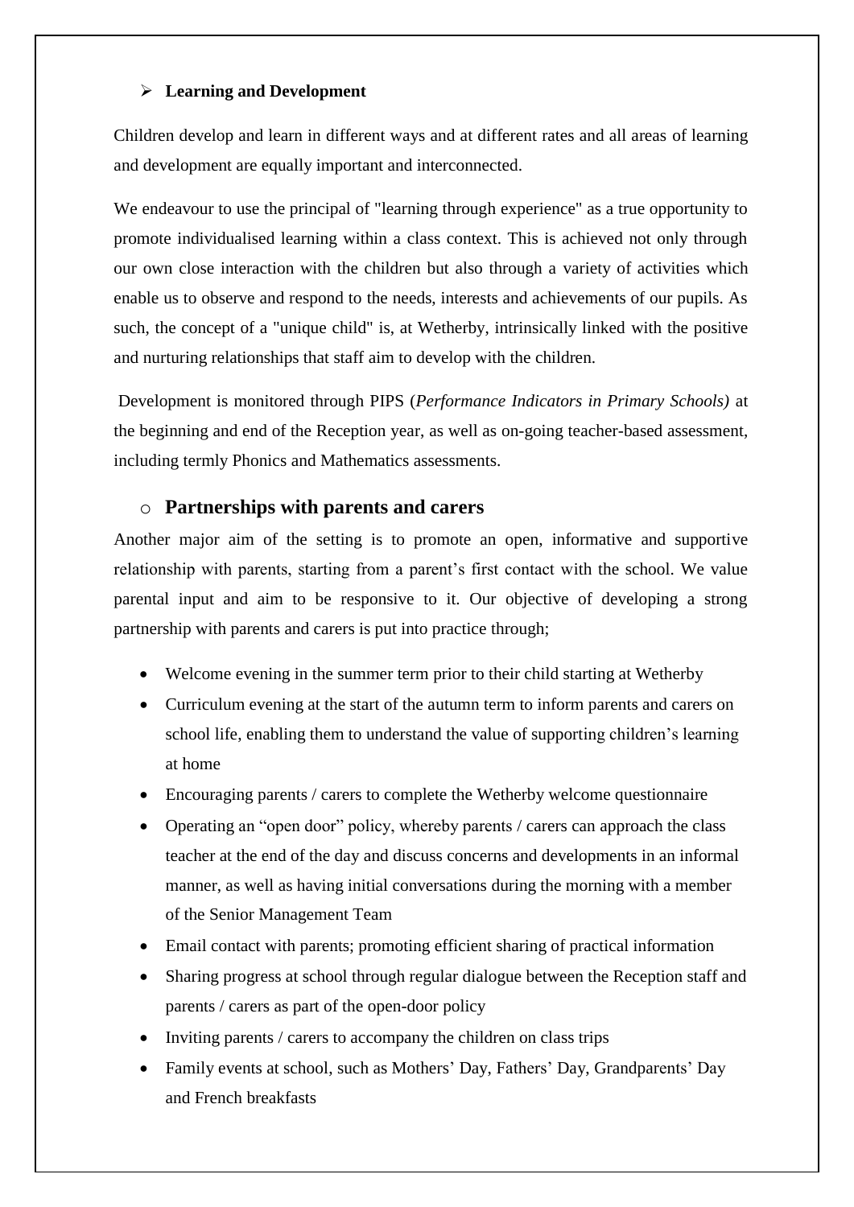- **Learning and Development**

Children develop and learn in different ways and at different rates and all areas of learning and development are equally important and interconnected.

We endeavour to use the principal of "learning through experience" as a true opportunity to promote individualised learning within a class context. This is achieved not only through our own close interaction with the children but also through a variety of activities which enable us to observe and respond to the needs, interests and achievements of our pupils. As such, the concept of a "unique child" is, at Wetherby, intrinsically linked with the positive and nurturing relationships that staff aim to develop with the children.

Development is monitored through PIPS (*Performance Indicators in Primary Schools)* at the beginning and end of the Reception year, as well as on-going teacher-based assessment, including termly Phonics and Mathematics assessments.

### Partnerships with parents and carers

Another major aim of the setting is to promote an open, informative and supportive relationship with parents, starting from a parent's first contact with the school. We value parental input and aim to be responsive to it. Our objective of developing a strong partnership with parents and carers is put into practice through;

- Welcome evening in the summer term prior to their child starting at Wetherby
- Curriculum evening at the start of the autumn term to inform parents and carers on school life, enabling them to understand the value of supporting children's learning at home
- Encouraging parents / carers to complete the Wetherby welcome questionnaire
- Operating an "open door" policy, whereby parents / carers can approach the class teacher at the end of the day and discuss concerns and developments in an informal manner, as well as having initial conversations during the morning with a member of the Senior Management Team
- Email contact with parents; promoting efficient sharing of practical information
- Sharing progress at school through regular dialogue between the Reception staff and parents / carers as part of the open-door policy
- Inviting parents / carers to accompany the children on class trips
- Family events at school, such as Mothers' Day, Fathers' Day, Grandparents' Day and French breakfasts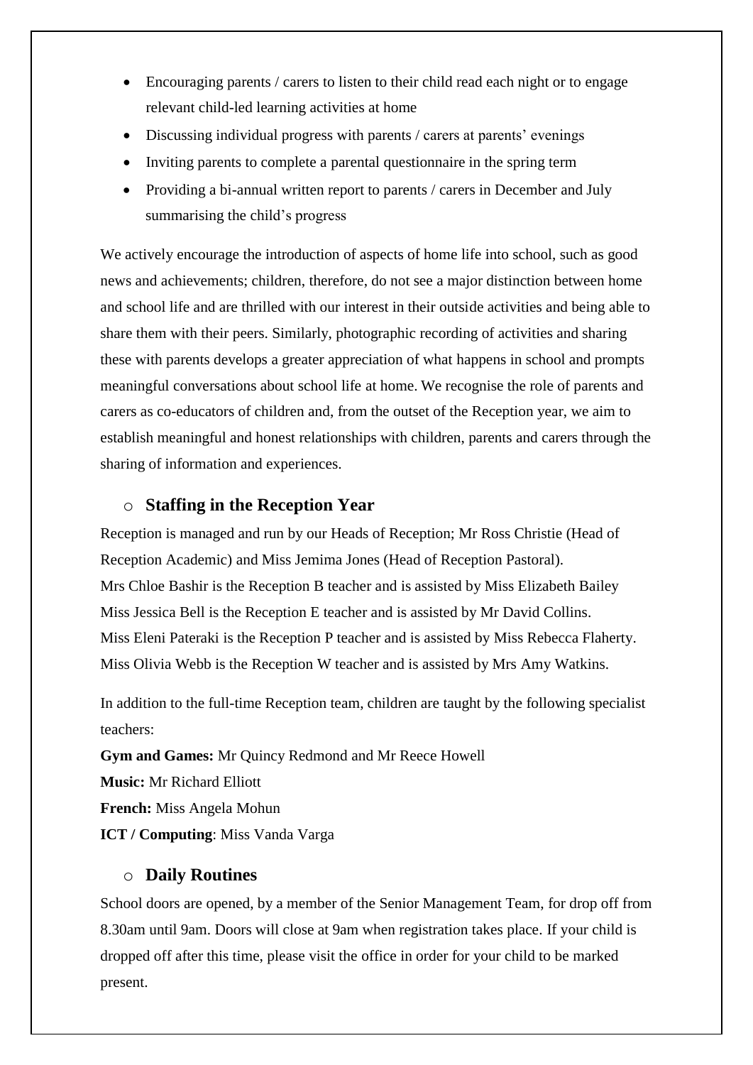- Encouraging parents / carers to listen to their child read each night or to engage relevant child-led learning activities at home
- Discussing individual progress with parents / carers at parents' evenings
- Inviting parents to complete a parental questionnaire in the spring term
- Providing a bi-annual written report to parents / carers in December and July summarising the child's progress

We actively encourage the introduction of aspects of home life into school, such as good news and achievements; children, therefore, do not see a major distinction between home and school life and are thrilled with our interest in their outside activities and being able to share them with their peers. Similarly, photographic recording of activities and sharing these with parents develops a greater appreciation of what happens in school and prompts meaningful conversations about school life at home. We recognise the role of parents and carers as co-educators of children and, from the outset of the Reception year, we aim to establish meaningful and honest relationships with children, parents and carers through the sharing of information and experiences.

## Staffing in the Reception Year

Reception is managed and run by our Heads of Reception; Mr Ross Christie (Head of Reception Academic) and Miss Jemima Jones (Head of Reception Pastoral).
Mrs Chloe Bashir is the Reception B teacher and is assisted by Miss Elizabeth Bailey
Miss Jessica Bell is the Reception E teacher and is assisted by Mr David Collins.
Miss Eleni Pateraki is the Reception P teacher and is assisted by Miss Rebecca Flaherty.
Miss Olivia Webb is the Reception W teacher and is assisted by Mrs Amy Watkins.

In addition to the full-time Reception team, children are taught by the following specialist teachers:

**Gym and Games:** Mr Quincy Redmond and Mr Reece Howell
**Music:** Mr Richard Elliott
**French:** Miss Angela Mohun
**ICT / Computing**: Miss Vanda Varga

## Daily Routines

School doors are opened, by a member of the Senior Management Team, for drop off from 8.30am until 9am. Doors will close at 9am when registration takes place. If your child is dropped off after this time, please visit the office in order for your child to be marked present.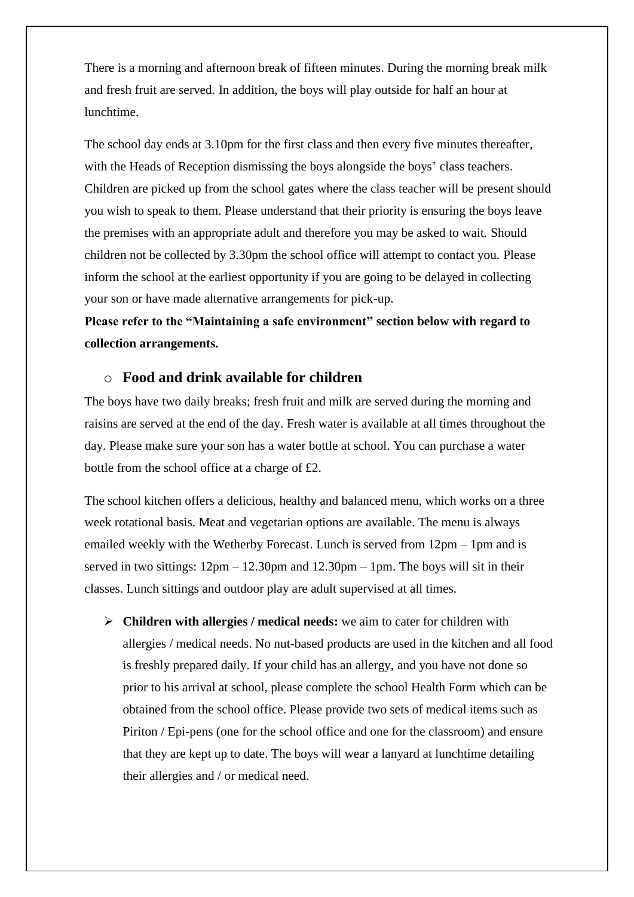There is a morning and afternoon break of fifteen minutes. During the morning break milk and fresh fruit are served. In addition, the boys will play outside for half an hour at lunchtime.

The school day ends at 3.10pm for the first class and then every five minutes thereafter, with the Heads of Reception dismissing the boys alongside the boys' class teachers. Children are picked up from the school gates where the class teacher will be present should you wish to speak to them. Please understand that their priority is ensuring the boys leave the premises with an appropriate adult and therefore you may be asked to wait. Should children not be collected by 3.30pm the school office will attempt to contact you. Please inform the school at the earliest opportunity if you are going to be delayed in collecting your son or have made alternative arrangements for pick-up.

**Please refer to the "Maintaining a safe environment" section below with regard to collection arrangements.**

### Food and drink available for children

The boys have two daily breaks; fresh fruit and milk are served during the morning and raisins are served at the end of the day. Fresh water is available at all times throughout the day. Please make sure your son has a water bottle at school. You can purchase a water bottle from the school office at a charge of £2.

The school kitchen offers a delicious, healthy and balanced menu, which works on a three week rotational basis. Meat and vegetarian options are available. The menu is always emailed weekly with the Wetherby Forecast. Lunch is served from 12pm – 1pm and is served in two sittings: 12pm – 12.30pm and 12.30pm – 1pm. The boys will sit in their classes. Lunch sittings and outdoor play are adult supervised at all times.

- **Children with allergies / medical needs:** we aim to cater for children with allergies / medical needs. No nut-based products are used in the kitchen and all food is freshly prepared daily. If your child has an allergy, and you have not done so prior to his arrival at school, please complete the school Health Form which can be obtained from the school office. Please provide two sets of medical items such as Piriton / Epi-pens (one for the school office and one for the classroom) and ensure that they are kept up to date. The boys will wear a lanyard at lunchtime detailing their allergies and / or medical need.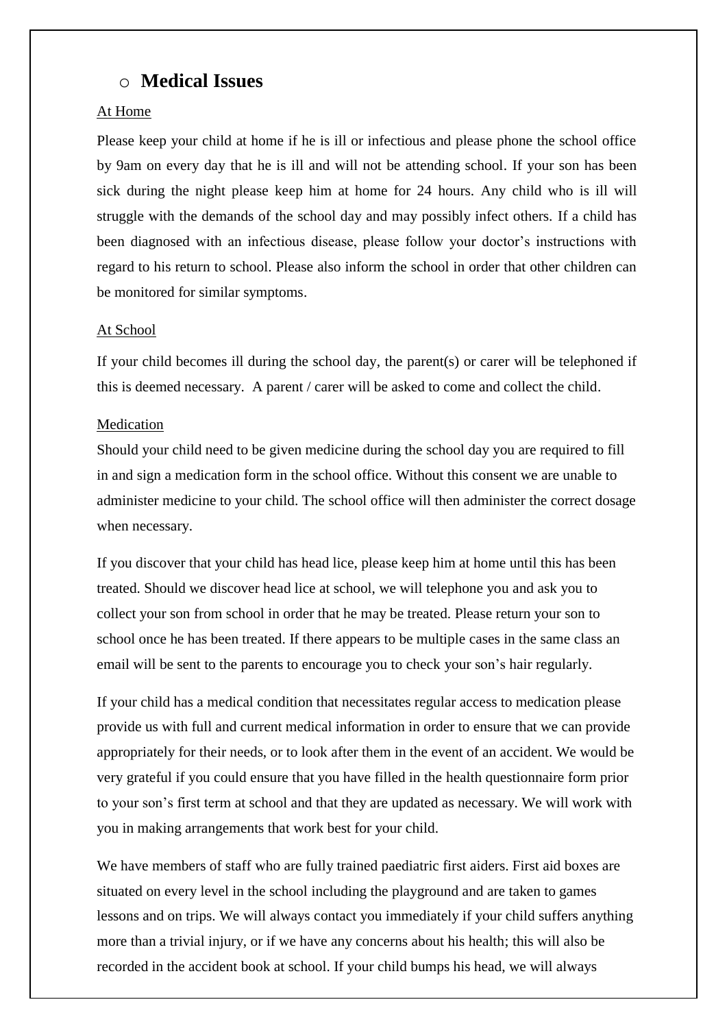- ## Medical Issues

At Home

Please keep your child at home if he is ill or infectious and please phone the school office by 9am on every day that he is ill and will not be attending school. If your son has been sick during the night please keep him at home for 24 hours. Any child who is ill will struggle with the demands of the school day and may possibly infect others. If a child has been diagnosed with an infectious disease, please follow your doctor's instructions with regard to his return to school. Please also inform the school in order that other children can be monitored for similar symptoms.

At School

If your child becomes ill during the school day, the parent(s) or carer will be telephoned if this is deemed necessary. A parent / carer will be asked to come and collect the child.

Medication

Should your child need to be given medicine during the school day you are required to fill in and sign a medication form in the school office. Without this consent we are unable to administer medicine to your child. The school office will then administer the correct dosage when necessary.

If you discover that your child has head lice, please keep him at home until this has been treated. Should we discover head lice at school, we will telephone you and ask you to collect your son from school in order that he may be treated. Please return your son to school once he has been treated. If there appears to be multiple cases in the same class an email will be sent to the parents to encourage you to check your son's hair regularly.

If your child has a medical condition that necessitates regular access to medication please provide us with full and current medical information in order to ensure that we can provide appropriately for their needs, or to look after them in the event of an accident. We would be very grateful if you could ensure that you have filled in the health questionnaire form prior to your son's first term at school and that they are updated as necessary. We will work with you in making arrangements that work best for your child.

We have members of staff who are fully trained paediatric first aiders. First aid boxes are situated on every level in the school including the playground and are taken to games lessons and on trips. We will always contact you immediately if your child suffers anything more than a trivial injury, or if we have any concerns about his health; this will also be recorded in the accident book at school. If your child bumps his head, we will always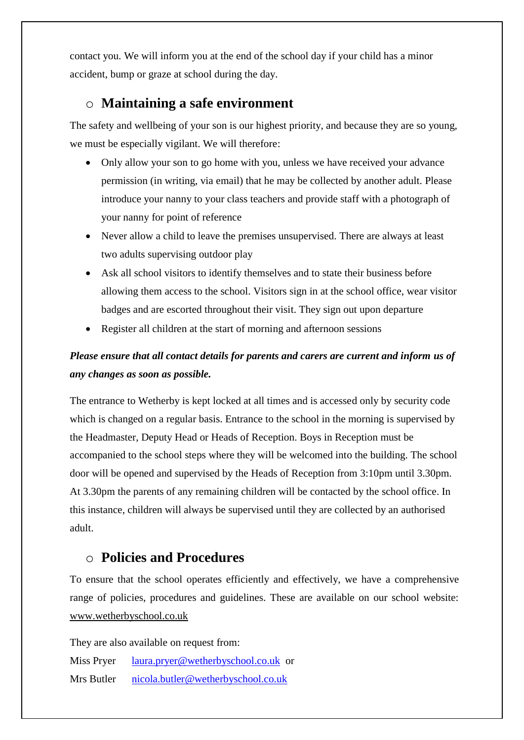contact you. We will inform you at the end of the school day if your child has a minor accident, bump or graze at school during the day.

## Maintaining a safe environment

The safety and wellbeing of your son is our highest priority, and because they are so young, we must be especially vigilant. We will therefore:

- Only allow your son to go home with you, unless we have received your advance permission (in writing, via email) that he may be collected by another adult. Please introduce your nanny to your class teachers and provide staff with a photograph of your nanny for point of reference
- Never allow a child to leave the premises unsupervised. There are always at least two adults supervising outdoor play
- Ask all school visitors to identify themselves and to state their business before allowing them access to the school. Visitors sign in at the school office, wear visitor badges and are escorted throughout their visit. They sign out upon departure
- Register all children at the start of morning and afternoon sessions

***Please ensure that all contact details for parents and carers are current and inform us of any changes as soon as possible.***

The entrance to Wetherby is kept locked at all times and is accessed only by security code which is changed on a regular basis. Entrance to the school in the morning is supervised by the Headmaster, Deputy Head or Heads of Reception. Boys in Reception must be accompanied to the school steps where they will be welcomed into the building. The school door will be opened and supervised by the Heads of Reception from 3:10pm until 3.30pm. At 3.30pm the parents of any remaining children will be contacted by the school office. In this instance, children will always be supervised until they are collected by an authorised adult.

## Policies and Procedures

To ensure that the school operates efficiently and effectively, we have a comprehensive range of policies, procedures and guidelines. These are available on our school website: www.wetherbyschool.co.uk

They are also available on request from:

Miss Pryer laura.pryer@wetherbyschool.co.uk or

Mrs Butler nicola.butler@wetherbyschool.co.uk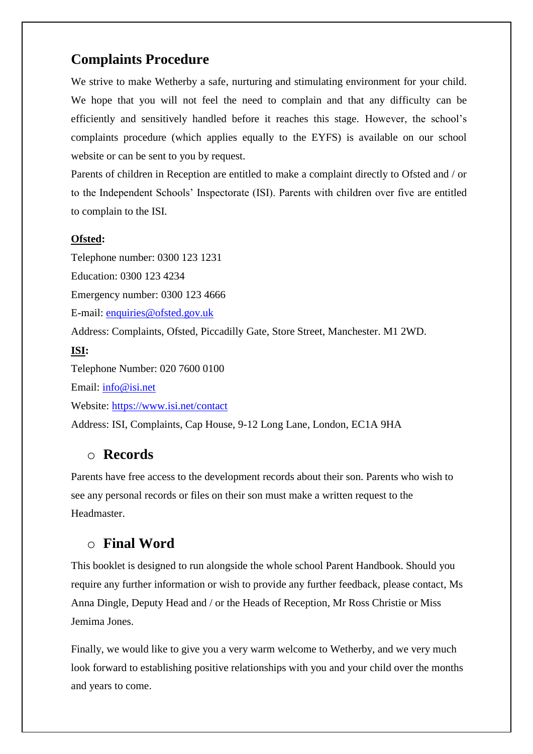## Complaints Procedure

We strive to make Wetherby a safe, nurturing and stimulating environment for your child. We hope that you will not feel the need to complain and that any difficulty can be efficiently and sensitively handled before it reaches this stage. However, the school's complaints procedure (which applies equally to the EYFS) is available on our school website or can be sent to you by request.

Parents of children in Reception are entitled to make a complaint directly to Ofsted and / or to the Independent Schools' Inspectorate (ISI). Parents with children over five are entitled to complain to the ISI.

**Ofsted:**

Telephone number: 0300 123 1231

Education: 0300 123 4234

Emergency number: 0300 123 4666

E-mail: enquiries@ofsted.gov.uk

Address: Complaints, Ofsted, Piccadilly Gate, Store Street, Manchester. M1 2WD.

**ISI:**

Telephone Number: 020 7600 0100

Email: info@isi.net

Website: https://www.isi.net/contact

Address: ISI, Complaints, Cap House, 9-12 Long Lane, London, EC1A 9HA

## Records

Parents have free access to the development records about their son. Parents who wish to see any personal records or files on their son must make a written request to the Headmaster.

## Final Word

This booklet is designed to run alongside the whole school Parent Handbook. Should you require any further information or wish to provide any further feedback, please contact, Ms Anna Dingle, Deputy Head and / or the Heads of Reception, Mr Ross Christie or Miss Jemima Jones.

Finally, we would like to give you a very warm welcome to Wetherby, and we very much look forward to establishing positive relationships with you and your child over the months and years to come.